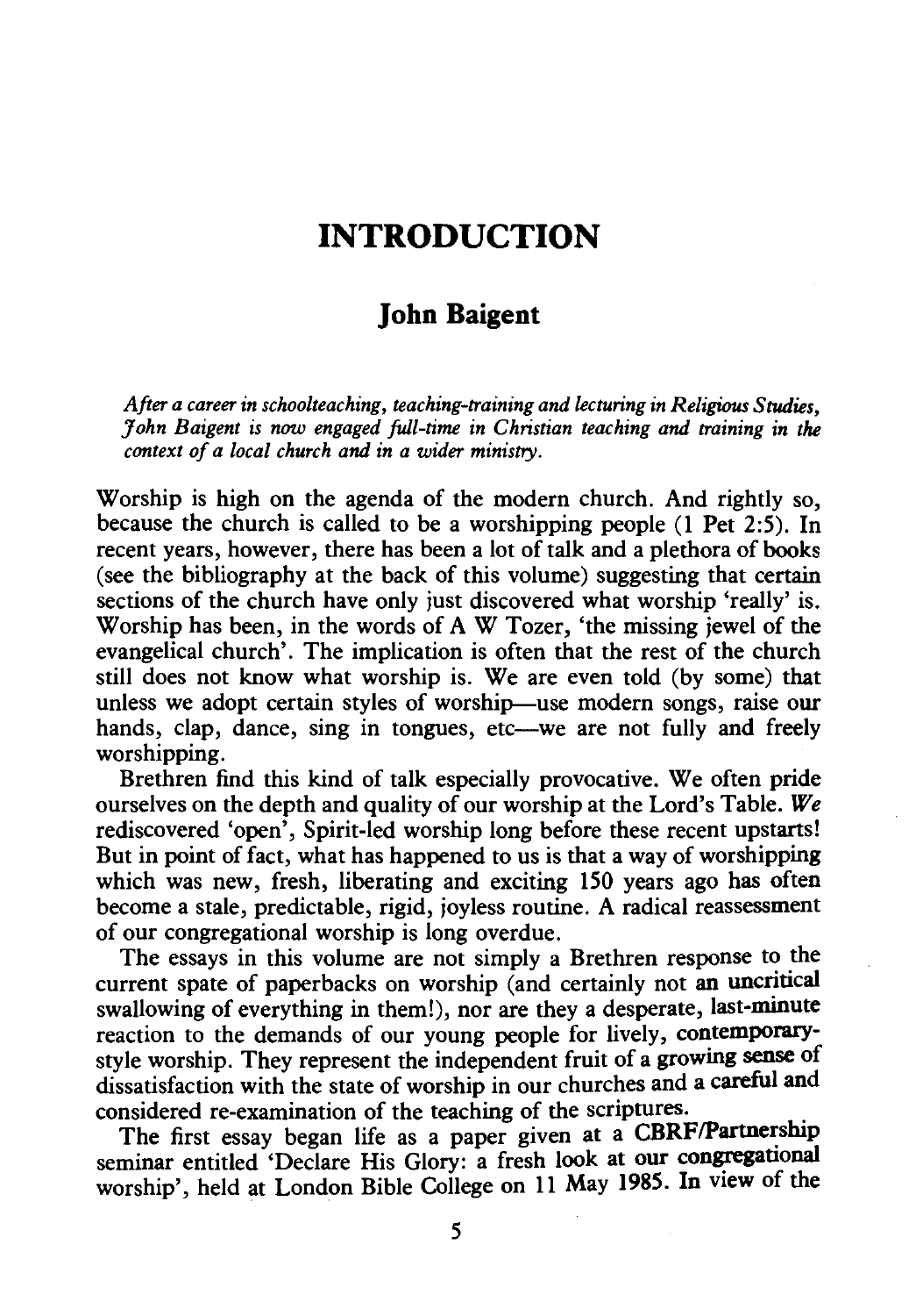# INTRODUCTION

## John Baigent

*After a career in schoolteaching, teaching-training and lecturing in Religious Studies, John Baigent is now engaged full-time in Christian teaching and training in the context of a local church and in a wider ministry.*

Worship is high on the agenda of the modern church. And rightly so, because the church is called to be a worshipping people (1 Pet 2:5). In recent years, however, there has been a lot of talk and a plethora of books (see the bibliography at the back of this volume) suggesting that certain sections of the church have only just discovered what worship 'really' is. Worship has been, in the words of A W Tozer, 'the missing jewel of the evangelical church'. The implication is often that the rest of the church still does not know what worship is. We are even told (by some) that unless we adopt certain styles of worship—use modern songs, raise our hands, clap, dance, sing in tongues, etc—we are not fully and freely worshipping.

Brethren find this kind of talk especially provocative. We often pride ourselves on the depth and quality of our worship at the Lord's Table. *We* rediscovered 'open', Spirit-led worship long before these recent upstarts! But in point of fact, what has happened to us is that a way of worshipping which was new, fresh, liberating and exciting 150 years ago has often become a stale, predictable, rigid, joyless routine. A radical reassessment of our congregational worship is long overdue.

The essays in this volume are not simply a Brethren response to the current spate of paperbacks on worship (and certainly not an uncritical swallowing of everything in them!), nor are they a desperate, last-minute reaction to the demands of our young people for lively, contemporary-style worship. They represent the independent fruit of a growing sense of dissatisfaction with the state of worship in our churches and a careful and considered re-examination of the teaching of the scriptures.

The first essay began life as a paper given at a CBRF/Partnership seminar entitled 'Declare His Glory: a fresh look at our congregational worship', held at London Bible College on 11 May 1985. In view of the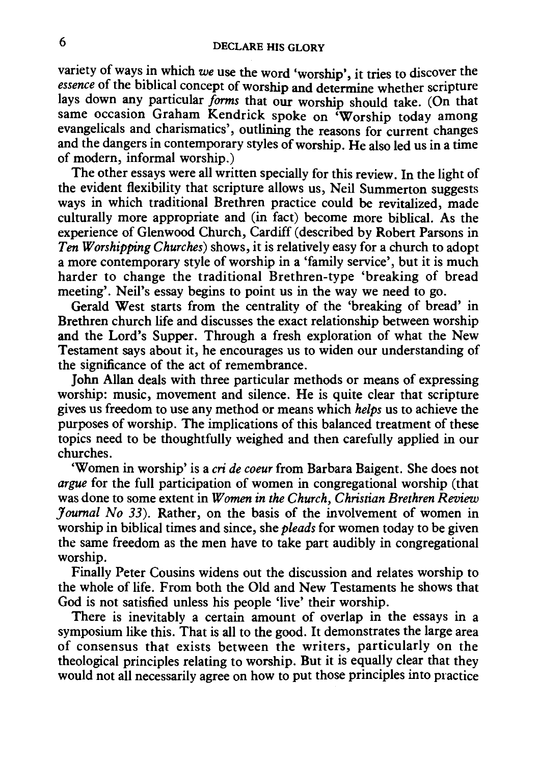variety of ways in which *we* use the word 'worship', it tries to discover the *essence* of the biblical concept of worship and determine whether scripture lays down any particular *forms* that our worship should take. (On that same occasion Graham Kendrick spoke on 'Worship today among evangelicals and charismatics', outlining the reasons for current changes and the dangers in contemporary styles of worship. He also led us in a time of modern, informal worship.)

The other essays were all written specially for this review. In the light of the evident flexibility that scripture allows us, Neil Summerton suggests ways in which traditional Brethren practice could be revitalized, made culturally more appropriate and (in fact) become more biblical. As the experience of Glenwood Church, Cardiff (described by Robert Parsons in *Ten Worshipping Churches*) shows, it is relatively easy for a church to adopt a more contemporary style of worship in a 'family service', but it is much harder to change the traditional Brethren-type 'breaking of bread meeting'. Neil's essay begins to point us in the way we need to go.

Gerald West starts from the centrality of the 'breaking of bread' in Brethren church life and discusses the exact relationship between worship and the Lord's Supper. Through a fresh exploration of what the New Testament says about it, he encourages us to widen our understanding of the significance of the act of remembrance.

John Allan deals with three particular methods or means of expressing worship: music, movement and silence. He is quite clear that scripture gives us freedom to use any method or means which *helps* us to achieve the purposes of worship. The implications of this balanced treatment of these topics need to be thoughtfully weighed and then carefully applied in our churches.

'Women in worship' is a *cri de coeur* from Barbara Baigent. She does not *argue* for the full participation of women in congregational worship (that was done to some extent in *Women in the Church, Christian Brethren Review Journal No 33*). Rather, on the basis of the involvement of women in worship in biblical times and since, she *pleads* for women today to be given the same freedom as the men have to take part audibly in congregational worship.

Finally Peter Cousins widens out the discussion and relates worship to the whole of life. From both the Old and New Testaments he shows that God is not satisfied unless his people 'live' their worship.

There is inevitably a certain amount of overlap in the essays in a symposium like this. That is all to the good. It demonstrates the large area of consensus that exists between the writers, particularly on the theological principles relating to worship. But it is equally clear that they would not all necessarily agree on how to put those principles into practice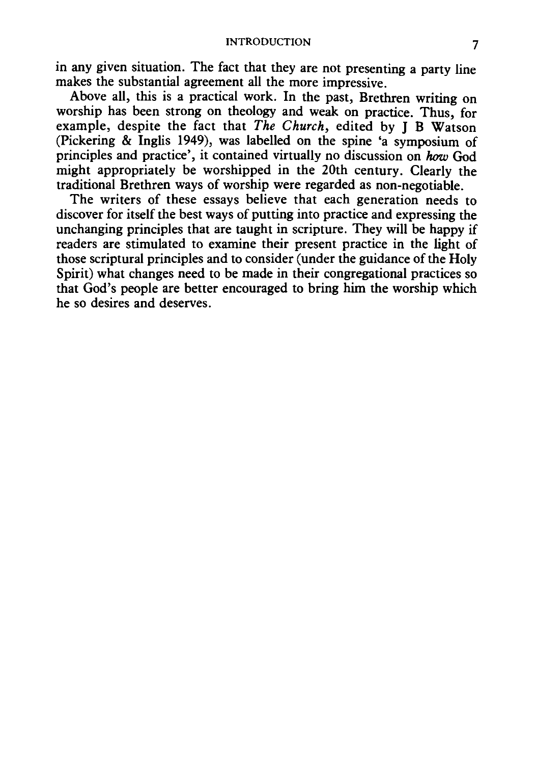in any given situation. The fact that they are not presenting a party line makes the substantial agreement all the more impressive.

Above all, this is a practical work. In the past, Brethren writing on worship has been strong on theology and weak on practice. Thus, for example, despite the fact that *The Church*, edited by J B Watson (Pickering & Inglis 1949), was labelled on the spine 'a symposium of principles and practice', it contained virtually no discussion on *how* God might appropriately be worshipped in the 20th century. Clearly the traditional Brethren ways of worship were regarded as non-negotiable.

The writers of these essays believe that each generation needs to discover for itself the best ways of putting into practice and expressing the unchanging principles that are taught in scripture. They will be happy if readers are stimulated to examine their present practice in the light of those scriptural principles and to consider (under the guidance of the Holy Spirit) what changes need to be made in their congregational practices so that God's people are better encouraged to bring him the worship which he so desires and deserves.